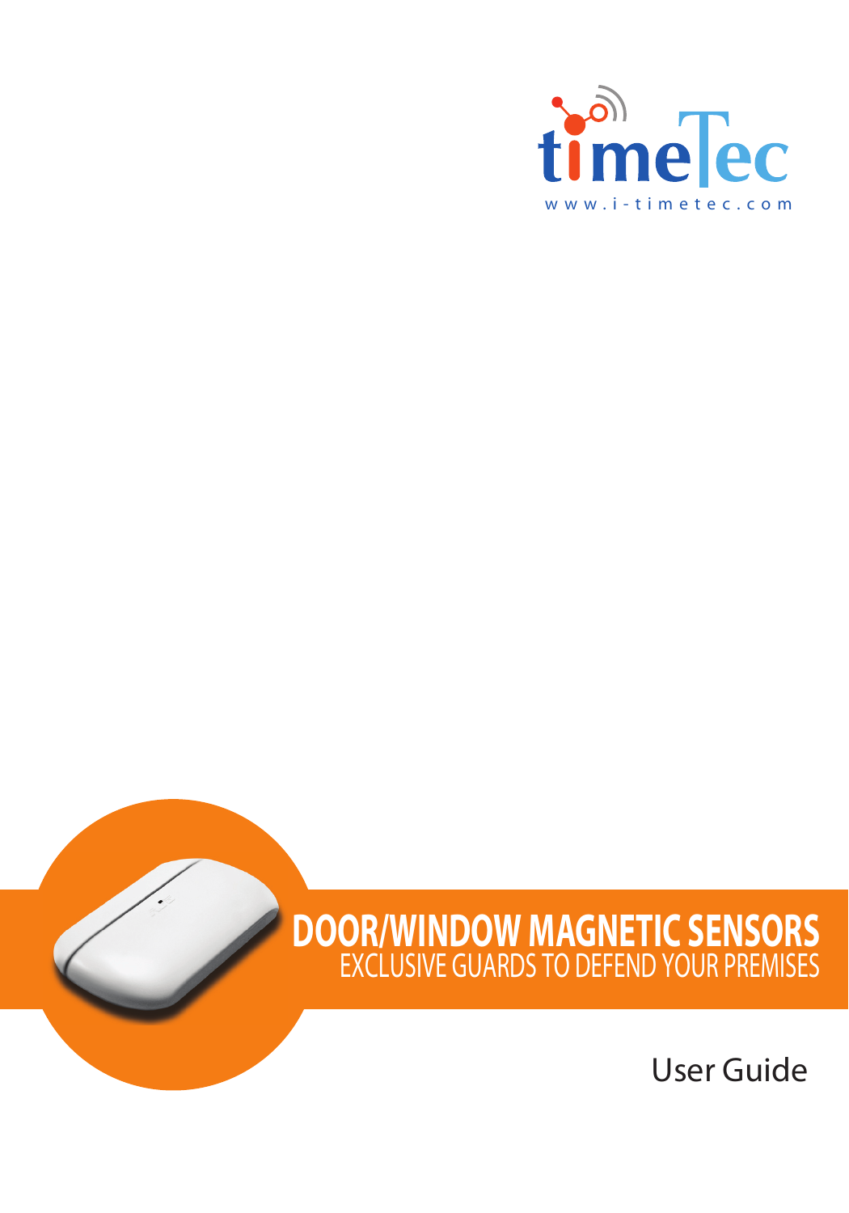timeTec

www.i-timetec.com

# DOOR/WINDOW MAGNETIC SENSORS

EXCLUSIVE GUARDS TO DEFEND YOUR PREMISES

User Guide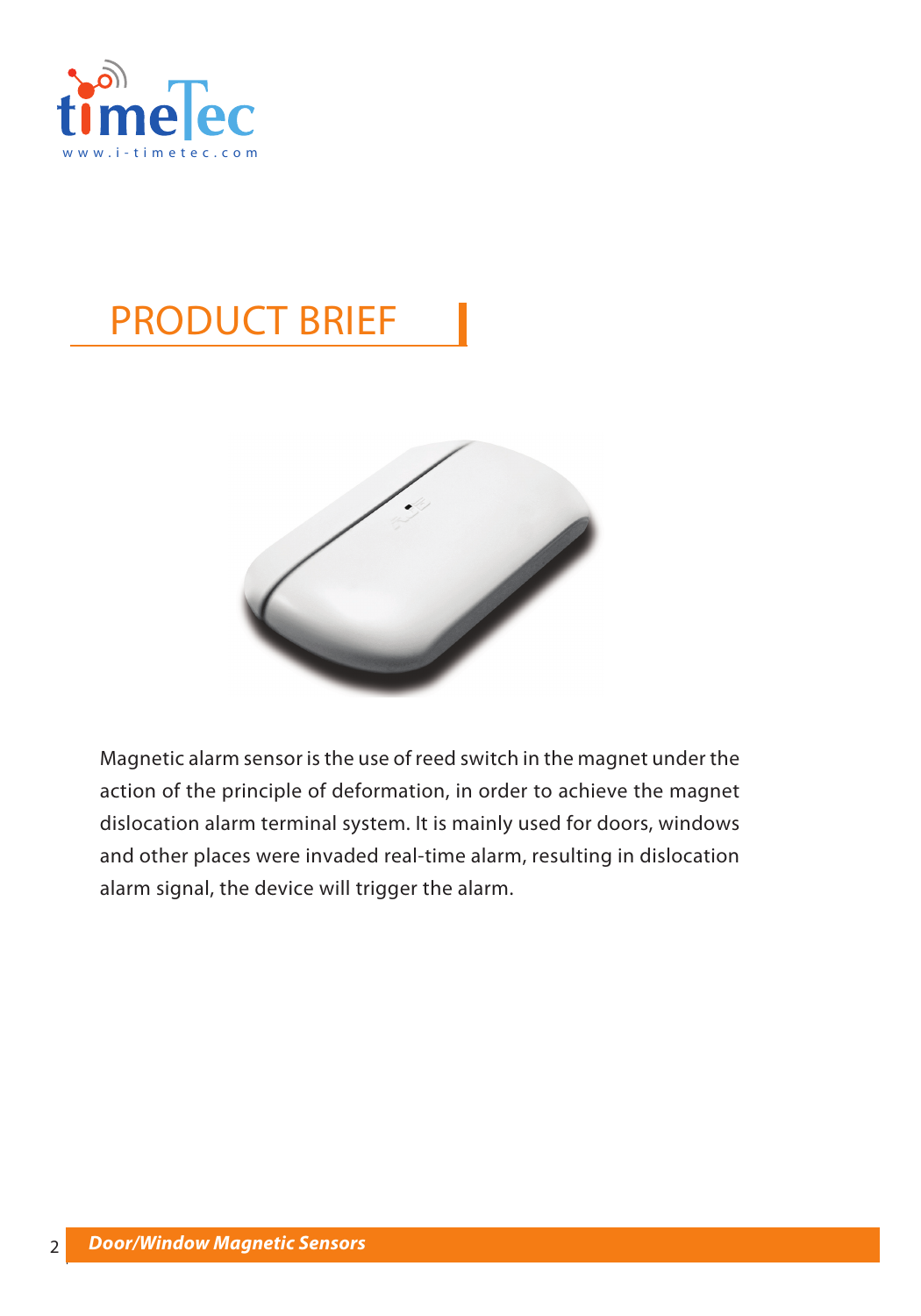# PRODUCT BRIEF

Magnetic alarm sensor is the use of reed switch in the magnet under the action of the principle of deformation, in order to achieve the magnet dislocation alarm terminal system. It is mainly used for doors, windows and other places were invaded real-time alarm, resulting in dislocation alarm signal, the device will trigger the alarm.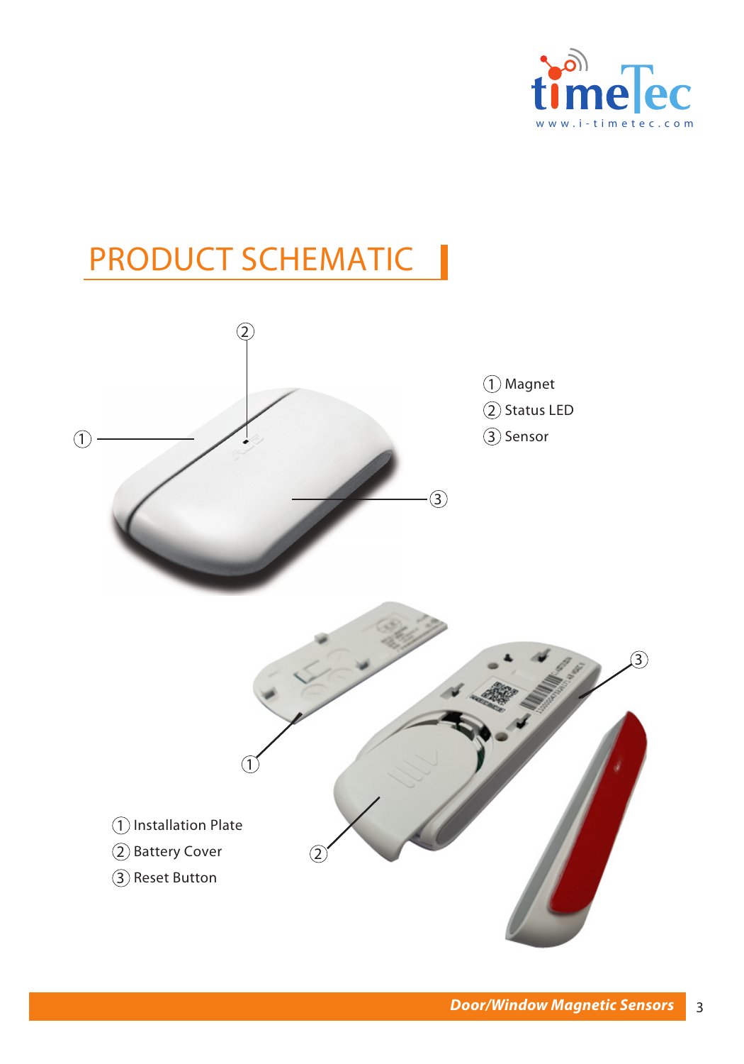# PRODUCT SCHEMATIC

1. Magnet
2. Status LED
3. Sensor

1. Installation Plate
2. Battery Cover
3. Reset Button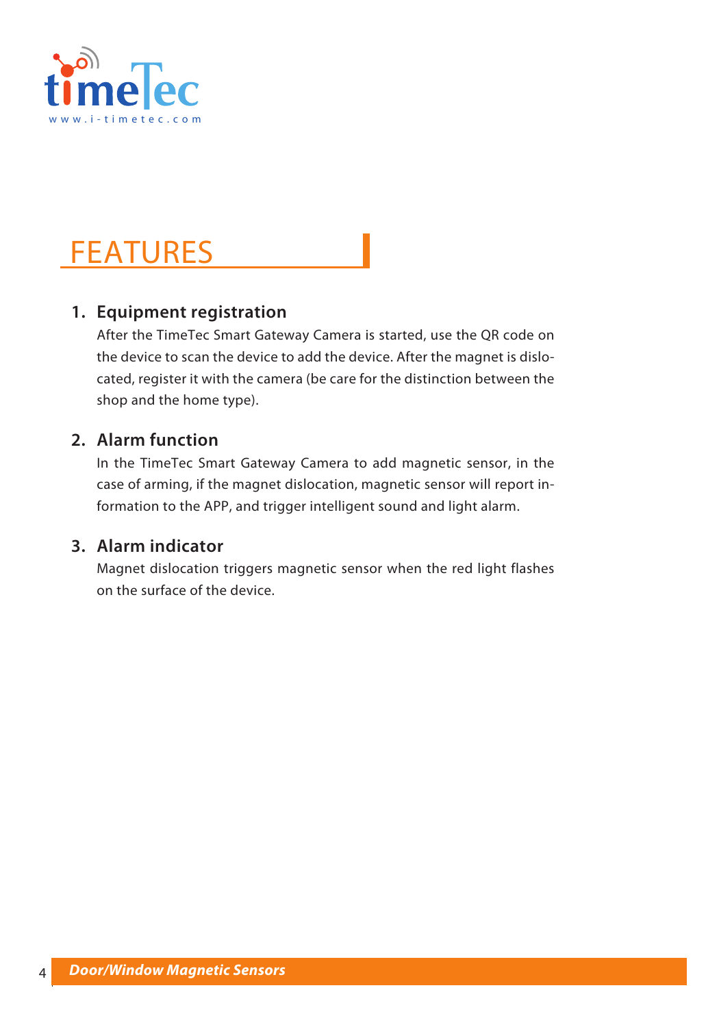# FEATURES

1. **Equipment registration**

   After the TimeTec Smart Gateway Camera is started, use the QR code on the device to scan the device to add the device. After the magnet is dislocated, register it with the camera (be care for the distinction between the shop and the home type).

2. **Alarm function**

   In the TimeTec Smart Gateway Camera to add magnetic sensor, in the case of arming, if the magnet dislocation, magnetic sensor will report information to the APP, and trigger intelligent sound and light alarm.

3. **Alarm indicator**

   Magnet dislocation triggers magnetic sensor when the red light flashes on the surface of the device.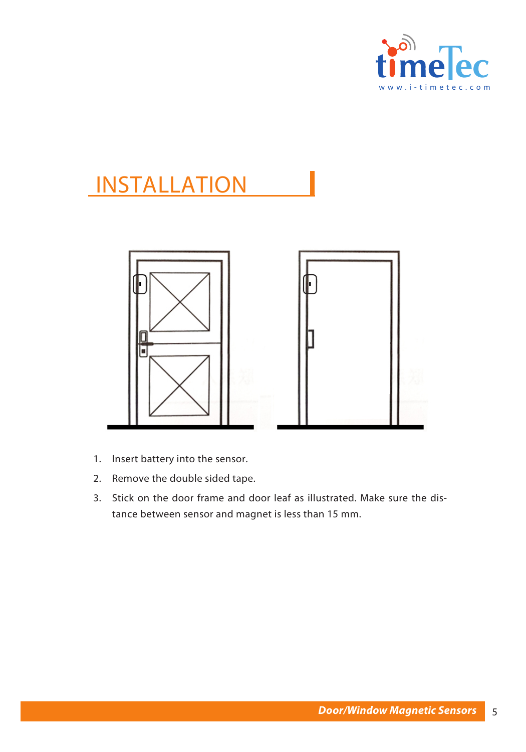# INSTALLATION

1. Insert battery into the sensor.
2. Remove the double sided tape.
3. Stick on the door frame and door leaf as illustrated. Make sure the distance between sensor and magnet is less than 15 mm.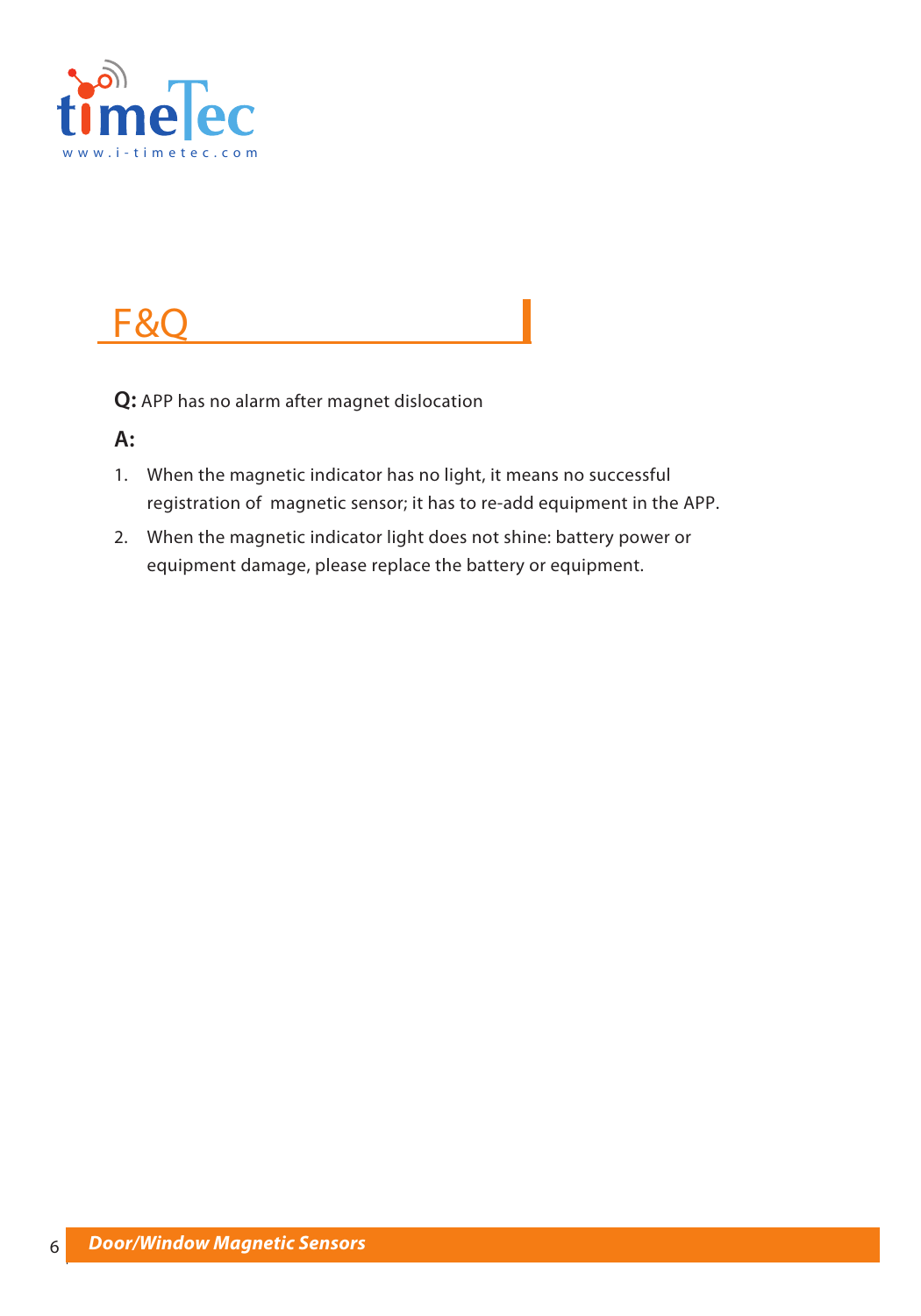# F&Q

**Q:** APP has no alarm after magnet dislocation

**A:**

1. When the magnetic indicator has no light, it means no successful registration of magnetic sensor; it has to re-add equipment in the APP.
2. When the magnetic indicator light does not shine: battery power or equipment damage, please replace the battery or equipment.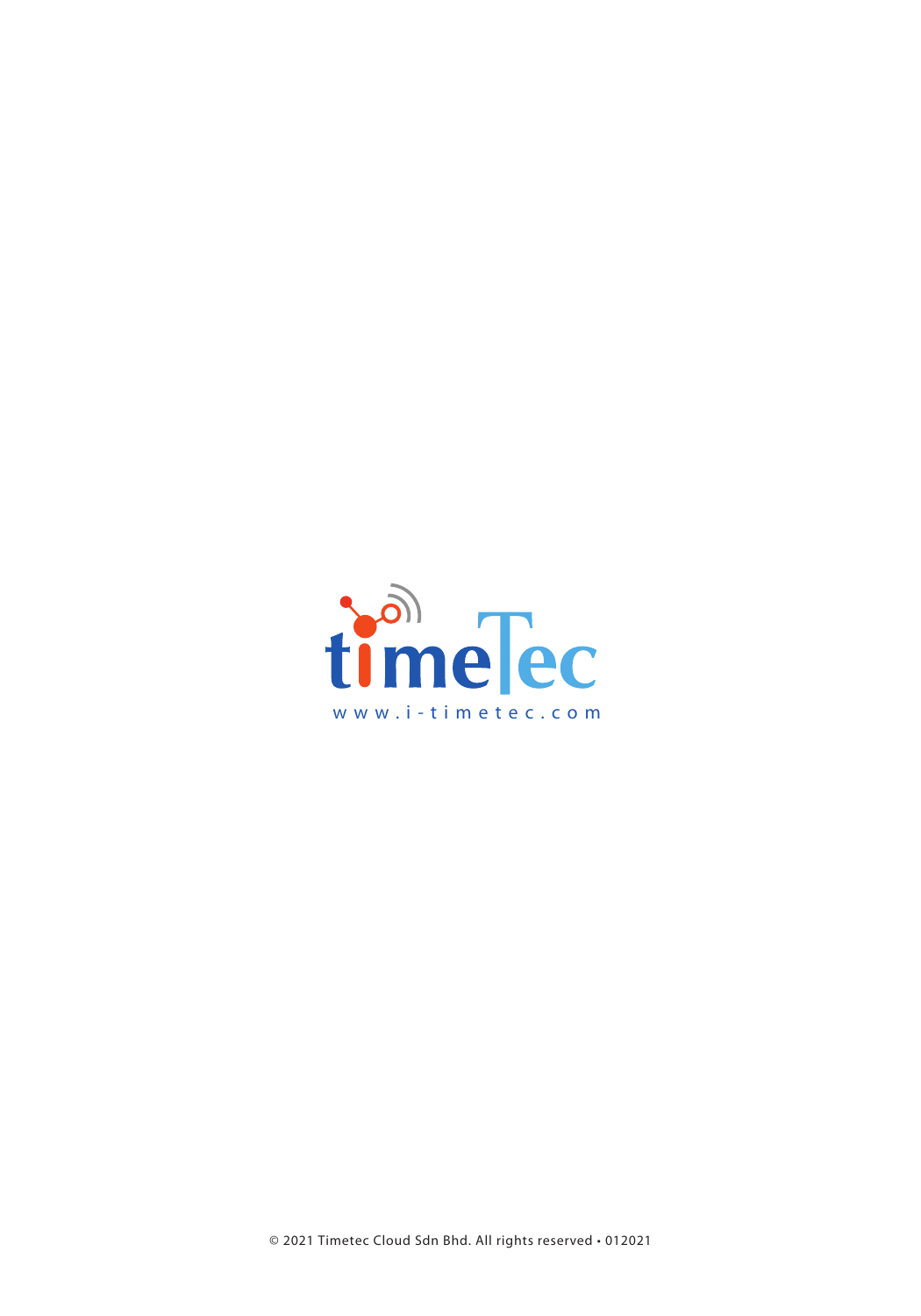timeTec

www.i-timetec.com

© 2021 Timetec Cloud Sdn Bhd. All rights reserved • 012021